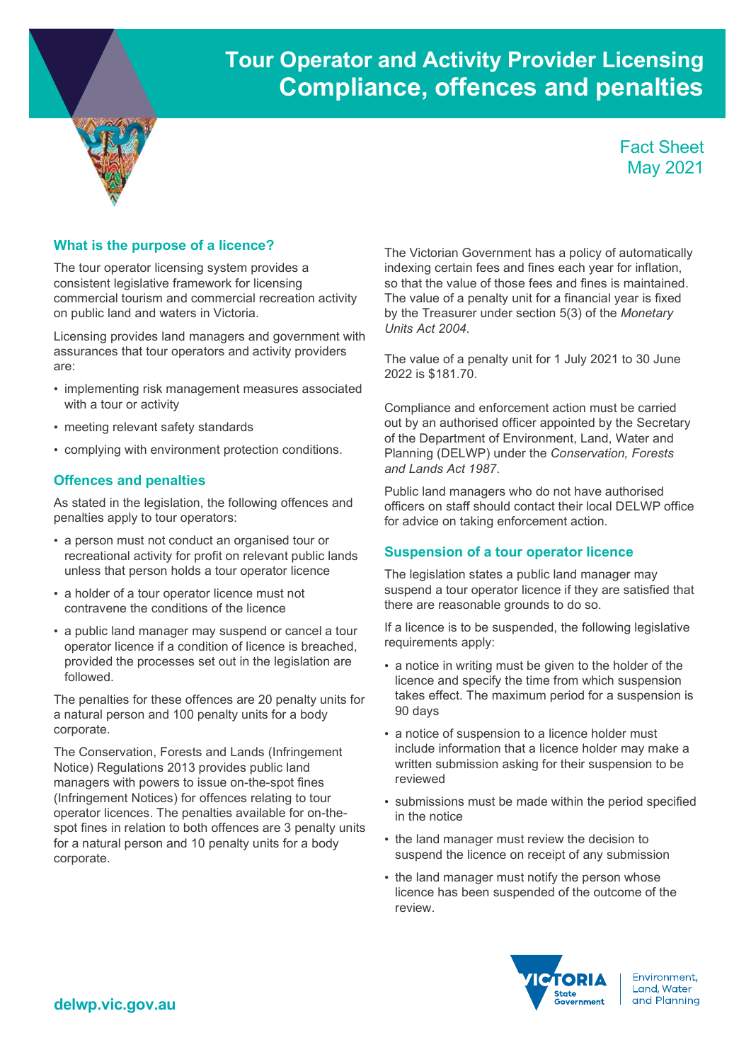# Tour Operator and Activity Provider Licensing
# Compliance, offences and penalties

Fact Sheet
May 2021

## What is the purpose of a licence?

The tour operator licensing system provides a consistent legislative framework for licensing commercial tourism and commercial recreation activity on public land and waters in Victoria.

Licensing provides land managers and government with assurances that tour operators and activity providers are:

- implementing risk management measures associated with a tour or activity
- meeting relevant safety standards
- complying with environment protection conditions.

## Offences and penalties

As stated in the legislation, the following offences and penalties apply to tour operators:

- a person must not conduct an organised tour or recreational activity for profit on relevant public lands unless that person holds a tour operator licence
- a holder of a tour operator licence must not contravene the conditions of the licence
- a public land manager may suspend or cancel a tour operator licence if a condition of licence is breached, provided the processes set out in the legislation are followed.

The penalties for these offences are 20 penalty units for a natural person and 100 penalty units for a body corporate.

The Conservation, Forests and Lands (Infringement Notice) Regulations 2013 provides public land managers with powers to issue on-the-spot fines (Infringement Notices) for offences relating to tour operator licences. The penalties available for on-the-spot fines in relation to both offences are 3 penalty units for a natural person and 10 penalty units for a body corporate.

The Victorian Government has a policy of automatically indexing certain fees and fines each year for inflation, so that the value of those fees and fines is maintained. The value of a penalty unit for a financial year is fixed by the Treasurer under section 5(3) of the *Monetary Units Act 2004*.

The value of a penalty unit for 1 July 2021 to 30 June 2022 is $181.70.

Compliance and enforcement action must be carried out by an authorised officer appointed by the Secretary of the Department of Environment, Land, Water and Planning (DELWP) under the *Conservation, Forests and Lands Act 1987*.

Public land managers who do not have authorised officers on staff should contact their local DELWP office for advice on taking enforcement action.

## Suspension of a tour operator licence

The legislation states a public land manager may suspend a tour operator licence if they are satisfied that there are reasonable grounds to do so.

If a licence is to be suspended, the following legislative requirements apply:

- a notice in writing must be given to the holder of the licence and specify the time from which suspension takes effect. The maximum period for a suspension is 90 days
- a notice of suspension to a licence holder must include information that a licence holder may make a written submission asking for their suspension to be reviewed
- submissions must be made within the period specified in the notice
- the land manager must review the decision to suspend the licence on receipt of any submission
- the land manager must notify the person whose licence has been suspended of the outcome of the review.

delwp.vic.gov.au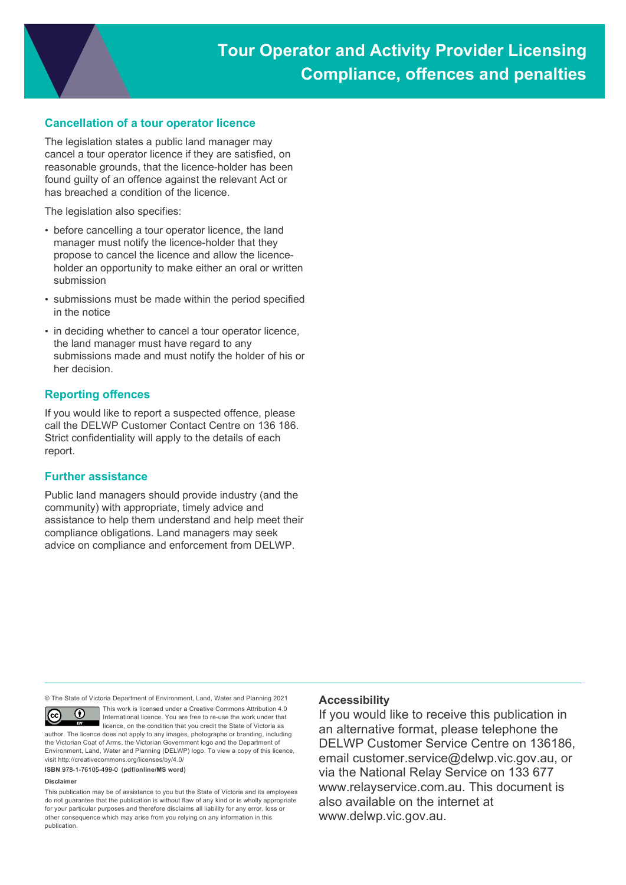## Cancellation of a tour operator licence

The legislation states a public land manager may cancel a tour operator licence if they are satisfied, on reasonable grounds, that the licence-holder has been found guilty of an offence against the relevant Act or has breached a condition of the licence.

The legislation also specifies:

- before cancelling a tour operator licence, the land manager must notify the licence-holder that they propose to cancel the licence and allow the licence-holder an opportunity to make either an oral or written submission
- submissions must be made within the period specified in the notice
- in deciding whether to cancel a tour operator licence, the land manager must have regard to any submissions made and must notify the holder of his or her decision.

## Reporting offences

If you would like to report a suspected offence, please call the DELWP Customer Contact Centre on 136 186. Strict confidentiality will apply to the details of each report.

## Further assistance

Public land managers should provide industry (and the community) with appropriate, timely advice and assistance to help them understand and help meet their compliance obligations. Land managers may seek advice on compliance and enforcement from DELWP.

© The State of Victoria Department of Environment, Land, Water and Planning 2021

This work is licensed under a Creative Commons Attribution 4.0 International licence. You are free to re-use the work under that licence, on the condition that you credit the State of Victoria as author. The licence does not apply to any images, photographs or branding, including the Victorian Coat of Arms, the Victorian Government logo and the Department of Environment, Land, Water and Planning (DELWP) logo. To view a copy of this licence, visit http://creativecommons.org/licenses/by/4.0/

**ISBN** 978-1-76105-499-0 **(pdf/online/MS word)**

**Disclaimer**

This publication may be of assistance to you but the State of Victoria and its employees do not guarantee that the publication is without flaw of any kind or is wholly appropriate for your particular purposes and therefore disclaims all liability for any error, loss or other consequence which may arise from you relying on any information in this publication.

**Accessibility**

If you would like to receive this publication in an alternative format, please telephone the DELWP Customer Service Centre on 136186, email customer.service@delwp.vic.gov.au, or via the National Relay Service on 133 677 www.relayservice.com.au. This document is also available on the internet at www.delwp.vic.gov.au.